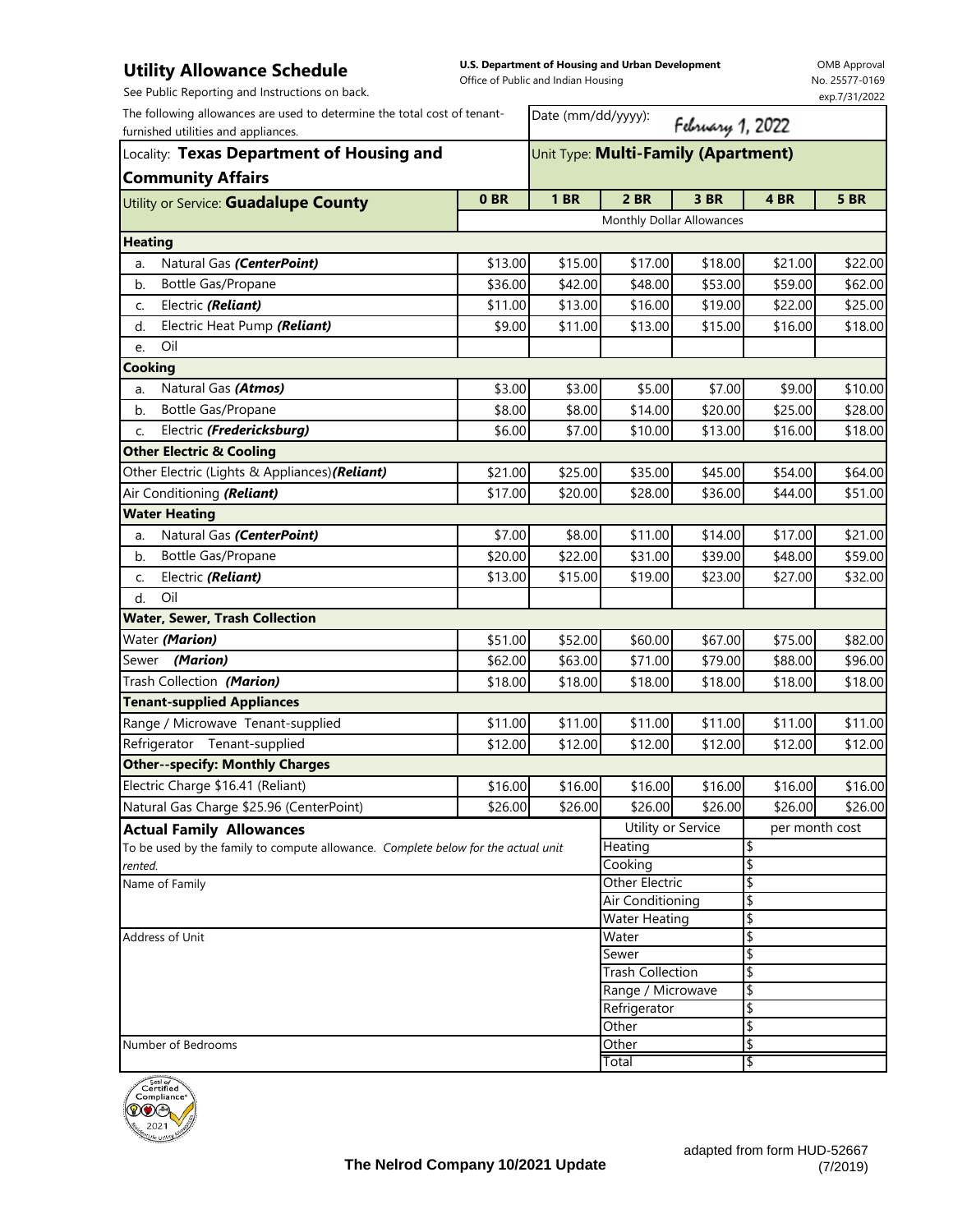# Utility Allowance Schedule

See Public Reporting and Instructions on back.

**U.S. Department of Housing and Urban Development**
Office of Public and Indian Housing

OMB Approval No. 25577-0169 exp.7/31/2022

The following allowances are used to determine the total cost of tenant-furnished utilities and appliances.

Date (mm/dd/yyyy): February 1, 2022

Locality: **Texas Department of Housing and Community Affairs**

Unit Type: **Multi-Family (Apartment)**

| Utility or Service: **Guadalupe County** | 0 BR | 1 BR | 2 BR | 3 BR | 4 BR | 5 BR |
|---|---|---|---|---|---|---|
| | Monthly Dollar Allowances | | | | | |
| **Heating** | | | | | | |
| a. Natural Gas ***(CenterPoint)*** | $13.00 | $15.00 | $17.00 | $18.00 | $21.00 | $22.00 |
| b. Bottle Gas/Propane | $36.00 | $42.00 | $48.00 | $53.00 | $59.00 | $62.00 |
| c. Electric ***(Reliant)*** | $11.00 | $13.00 | $16.00 | $19.00 | $22.00 | $25.00 |
| d. Electric Heat Pump ***(Reliant)*** | $9.00 | $11.00 | $13.00 | $15.00 | $16.00 | $18.00 |
| e. Oil | | | | | | |
| **Cooking** | | | | | | |
| a. Natural Gas ***(Atmos)*** | $3.00 | $3.00 | $5.00 | $7.00 | $9.00 | $10.00 |
| b. Bottle Gas/Propane | $8.00 | $8.00 | $14.00 | $20.00 | $25.00 | $28.00 |
| c. Electric ***(Fredericksburg)*** | $6.00 | $7.00 | $10.00 | $13.00 | $16.00 | $18.00 |
| **Other Electric & Cooling** | | | | | | |
| Other Electric (Lights & Appliances)***(Reliant)*** | $21.00 | $25.00 | $35.00 | $45.00 | $54.00 | $64.00 |
| Air Conditioning ***(Reliant)*** | $17.00 | $20.00 | $28.00 | $36.00 | $44.00 | $51.00 |
| **Water Heating** | | | | | | |
| a. Natural Gas ***(CenterPoint)*** | $7.00 | $8.00 | $11.00 | $14.00 | $17.00 | $21.00 |
| b. Bottle Gas/Propane | $20.00 | $22.00 | $31.00 | $39.00 | $48.00 | $59.00 |
| c. Electric ***(Reliant)*** | $13.00 | $15.00 | $19.00 | $23.00 | $27.00 | $32.00 |
| d. Oil | | | | | | |
| **Water, Sewer, Trash Collection** | | | | | | |
| Water ***(Marion)*** | $51.00 | $52.00 | $60.00 | $67.00 | $75.00 | $82.00 |
| Sewer ***(Marion)*** | $62.00 | $63.00 | $71.00 | $79.00 | $88.00 | $96.00 |
| Trash Collection ***(Marion)*** | $18.00 | $18.00 | $18.00 | $18.00 | $18.00 | $18.00 |
| **Tenant-supplied Appliances** | | | | | | |
| Range / Microwave Tenant-supplied | $11.00 | $11.00 | $11.00 | $11.00 | $11.00 | $11.00 |
| Refrigerator Tenant-supplied | $12.00 | $12.00 | $12.00 | $12.00 | $12.00 | $12.00 |
| **Other--specify: Monthly Charges** | | | | | | |
| Electric Charge $16.41 (Reliant) | $16.00 | $16.00 | $16.00 | $16.00 | $16.00 | $16.00 |
| Natural Gas Charge $25.96 (CenterPoint) | $26.00 | $26.00 | $26.00 | $26.00 | $26.00 | $26.00 |

**Actual Family Allowances**

To be used by the family to compute allowance. *Complete below for the actual unit rented.*

Name of Family

Address of Unit

Number of Bedrooms

| Utility or Service | per month cost |
|---|---|
| Heating | $ |
| Cooking | $ |
| Other Electric | $ |
| Air Conditioning | $ |
| Water Heating | $ |
| Water | $ |
| Sewer | $ |
| Trash Collection | $ |
| Range / Microwave | $ |
| Refrigerator | $ |
| Other | $ |
| Other | $ |
| Total | $ |

**The Nelrod Company 10/2021 Update**

adapted from form HUD-52667 (7/2019)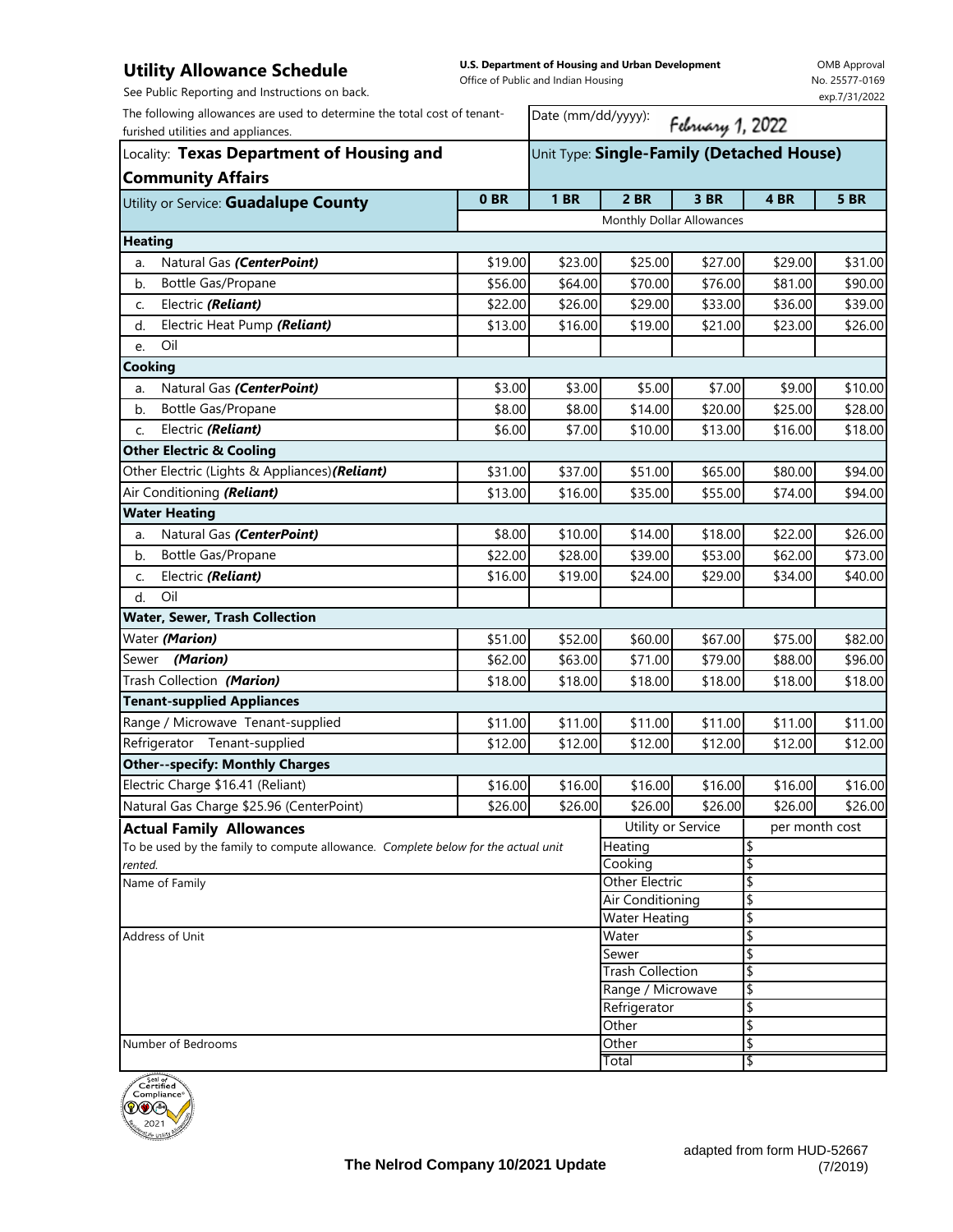# Utility Allowance Schedule

See Public Reporting and Instructions on back.

**U.S. Department of Housing and Urban Development**
Office of Public and Indian Housing

OMB Approval No. 25577-0169 exp.7/31/2022

The following allowances are used to determine the total cost of tenant-furnished utilities and appliances.

Date (mm/dd/yyyy): February 1, 2022

Locality: **Texas Department of Housing and Community Affairs**

Unit Type: **Single-Family (Detached House)**

| Utility or Service: **Guadalupe County** | 0 BR | 1 BR | 2 BR | 3 BR | 4 BR | 5 BR |
|---|---|---|---|---|---|---|
| | Monthly Dollar Allowances | | | | | |
| **Heating** | | | | | | |
| a. Natural Gas ***(CenterPoint)*** | $19.00 | $23.00 | $25.00 | $27.00 | $29.00 | $31.00 |
| b. Bottle Gas/Propane | $56.00 | $64.00 | $70.00 | $76.00 | $81.00 | $90.00 |
| c. Electric ***(Reliant)*** | $22.00 | $26.00 | $29.00 | $33.00 | $36.00 | $39.00 |
| d. Electric Heat Pump ***(Reliant)*** | $13.00 | $16.00 | $19.00 | $21.00 | $23.00 | $26.00 |
| e. Oil | | | | | | |
| **Cooking** | | | | | | |
| a. Natural Gas ***(CenterPoint)*** | $3.00 | $3.00 | $5.00 | $7.00 | $9.00 | $10.00 |
| b. Bottle Gas/Propane | $8.00 | $8.00 | $14.00 | $20.00 | $25.00 | $28.00 |
| c. Electric ***(Reliant)*** | $6.00 | $7.00 | $10.00 | $13.00 | $16.00 | $18.00 |
| **Other Electric & Cooling** | | | | | | |
| Other Electric (Lights & Appliances) ***(Reliant)*** | $31.00 | $37.00 | $51.00 | $65.00 | $80.00 | $94.00 |
| Air Conditioning ***(Reliant)*** | $13.00 | $16.00 | $35.00 | $55.00 | $74.00 | $94.00 |
| **Water Heating** | | | | | | |
| a. Natural Gas ***(CenterPoint)*** | $8.00 | $10.00 | $14.00 | $18.00 | $22.00 | $26.00 |
| b. Bottle Gas/Propane | $22.00 | $28.00 | $39.00 | $53.00 | $62.00 | $73.00 |
| c. Electric ***(Reliant)*** | $16.00 | $19.00 | $24.00 | $29.00 | $34.00 | $40.00 |
| d. Oil | | | | | | |
| **Water, Sewer, Trash Collection** | | | | | | |
| Water ***(Marion)*** | $51.00 | $52.00 | $60.00 | $67.00 | $75.00 | $82.00 |
| Sewer ***(Marion)*** | $62.00 | $63.00 | $71.00 | $79.00 | $88.00 | $96.00 |
| Trash Collection ***(Marion)*** | $18.00 | $18.00 | $18.00 | $18.00 | $18.00 | $18.00 |
| **Tenant-supplied Appliances** | | | | | | |
| Range / Microwave Tenant-supplied | $11.00 | $11.00 | $11.00 | $11.00 | $11.00 | $11.00 |
| Refrigerator Tenant-supplied | $12.00 | $12.00 | $12.00 | $12.00 | $12.00 | $12.00 |
| **Other--specify: Monthly Charges** | | | | | | |
| Electric Charge $16.41 (Reliant) | $16.00 | $16.00 | $16.00 | $16.00 | $16.00 | $16.00 |
| Natural Gas Charge $25.96 (CenterPoint) | $26.00 | $26.00 | $26.00 | $26.00 | $26.00 | $26.00 |

**Actual Family Allowances**

To be used by the family to compute allowance. *Complete below for the actual unit rented.*

Name of Family

Address of Unit

Number of Bedrooms

| Utility or Service | per month cost |
|---|---|
| Heating | $ |
| Cooking | $ |
| Other Electric | $ |
| Air Conditioning | $ |
| Water Heating | $ |
| Water | $ |
| Sewer | $ |
| Trash Collection | $ |
| Range / Microwave | $ |
| Refrigerator | $ |
| Other | $ |
| Other | $ |
| Total | $ |

Seal of Certified Compliance 2021

**The Nelrod Company 10/2021 Update**

adapted from form HUD-52667 (7/2019)